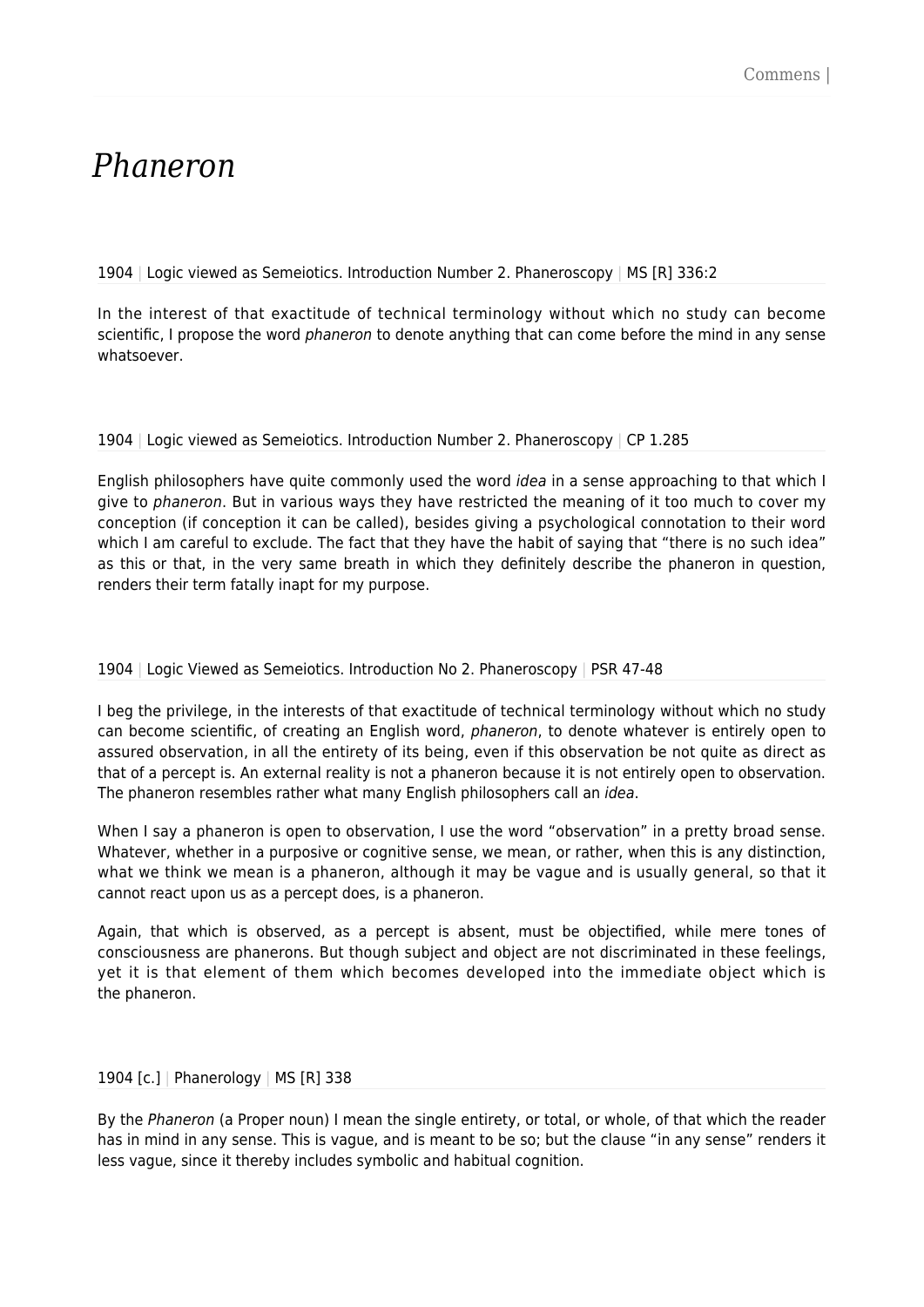# *Phaneron*

1904 | Logic viewed as Semeiotics. Introduction Number 2. Phaneroscopy | MS [R] 336:2

In the interest of that exactitude of technical terminology without which no study can become scientific, I propose the word *phaneron* to denote anything that can come before the mind in any sense whatsoever.

1904 | Logic viewed as Semeiotics. Introduction Number 2. Phaneroscopy | CP 1.285

English philosophers have quite commonly used the word *idea* in a sense approaching to that which I give to *phaneron*. But in various ways they have restricted the meaning of it too much to cover my conception (if conception it can be called), besides giving a psychological connotation to their word which I am careful to exclude. The fact that they have the habit of saying that "there is no such idea" as this or that, in the very same breath in which they definitely describe the phaneron in question, renders their term fatally inapt for my purpose.

1904 | Logic Viewed as Semeiotics. Introduction No 2. Phaneroscopy | PSR 47-48

I beg the privilege, in the interests of that exactitude of technical terminology without which no study can become scientific, of creating an English word, *phaneron*, to denote whatever is entirely open to assured observation, in all the entirety of its being, even if this observation be not quite as direct as that of a percept is. An external reality is not a phaneron because it is not entirely open to observation. The phaneron resembles rather what many English philosophers call an *idea*.

When I say a phaneron is open to observation, I use the word "observation" in a pretty broad sense. Whatever, whether in a purposive or cognitive sense, we mean, or rather, when this is any distinction, what we think we mean is a phaneron, although it may be vague and is usually general, so that it cannot react upon us as a percept does, is a phaneron.

Again, that which is observed, as a percept is absent, must be objectified, while mere tones of consciousness are phanerons. But though subject and object are not discriminated in these feelings, yet it is that element of them which becomes developed into the immediate object which is the phaneron.

1904 [c.] | Phanerology | MS [R] 338

By the *Phaneron* (a Proper noun) I mean the single entirety, or total, or whole, of that which the reader has in mind in any sense. This is vague, and is meant to be so; but the clause "in any sense" renders it less vague, since it thereby includes symbolic and habitual cognition.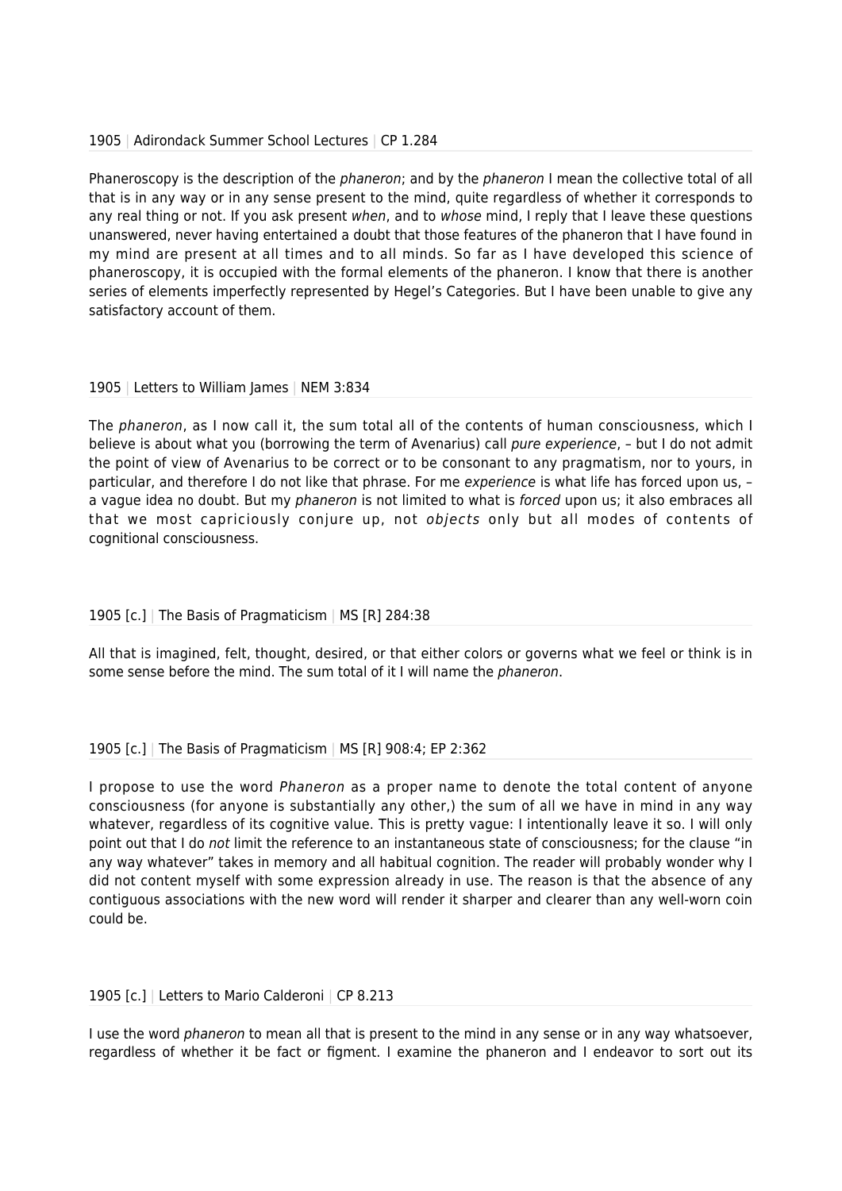1905 | Adirondack Summer School Lectures | CP 1.284

Phaneroscopy is the description of the *phaneron*; and by the *phaneron* I mean the collective total of all that is in any way or in any sense present to the mind, quite regardless of whether it corresponds to any real thing or not. If you ask present *when*, and to *whose* mind, I reply that I leave these questions unanswered, never having entertained a doubt that those features of the phaneron that I have found in my mind are present at all times and to all minds. So far as I have developed this science of phaneroscopy, it is occupied with the formal elements of the phaneron. I know that there is another series of elements imperfectly represented by Hegel's Categories. But I have been unable to give any satisfactory account of them.

1905 | Letters to William James | NEM 3:834

The *phaneron*, as I now call it, the sum total all of the contents of human consciousness, which I believe is about what you (borrowing the term of Avenarius) call *pure experience*, – but I do not admit the point of view of Avenarius to be correct or to be consonant to any pragmatism, nor to yours, in particular, and therefore I do not like that phrase. For me *experience* is what life has forced upon us, – a vague idea no doubt. But my *phaneron* is not limited to what is *forced* upon us; it also embraces all that we most capriciously conjure up, not *objects* only but all modes of contents of cognitional consciousness.

1905 [c.] | The Basis of Pragmaticism | MS [R] 284:38

All that is imagined, felt, thought, desired, or that either colors or governs what we feel or think is in some sense before the mind. The sum total of it I will name the *phaneron*.

1905 [c.] | The Basis of Pragmaticism | MS [R] 908:4; EP 2:362

I propose to use the word *Phaneron* as a proper name to denote the total content of anyone consciousness (for anyone is substantially any other,) the sum of all we have in mind in any way whatever, regardless of its cognitive value. This is pretty vague: I intentionally leave it so. I will only point out that I do *not* limit the reference to an instantaneous state of consciousness; for the clause "in any way whatever" takes in memory and all habitual cognition. The reader will probably wonder why I did not content myself with some expression already in use. The reason is that the absence of any contiguous associations with the new word will render it sharper and clearer than any well-worn coin could be.

1905 [c.] | Letters to Mario Calderoni | CP 8.213

I use the word *phaneron* to mean all that is present to the mind in any sense or in any way whatsoever, regardless of whether it be fact or figment. I examine the phaneron and I endeavor to sort out its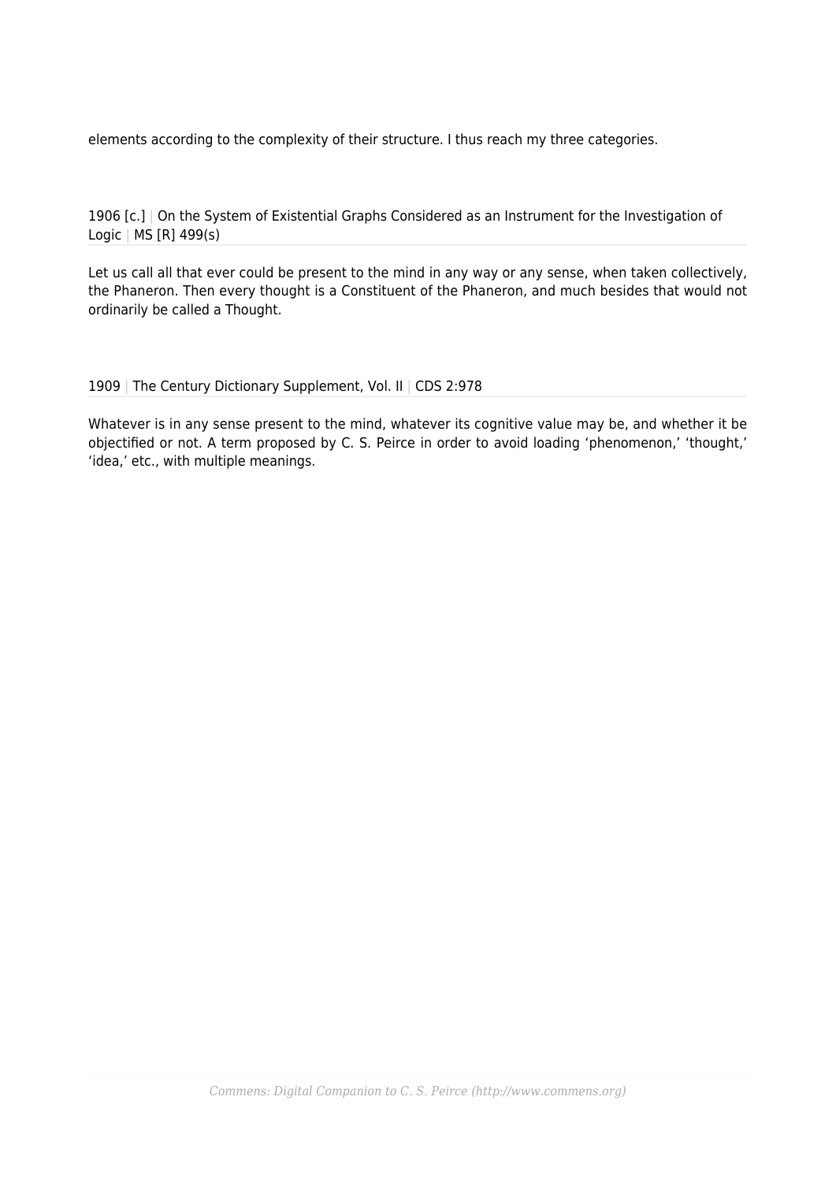elements according to the complexity of their structure. I thus reach my three categories.

1906 [c.] | On the System of Existential Graphs Considered as an Instrument for the Investigation of Logic | MS [R] 499(s)

Let us call all that ever could be present to the mind in any way or any sense, when taken collectively, the Phaneron. Then every thought is a Constituent of the Phaneron, and much besides that would not ordinarily be called a Thought.

1909 | The Century Dictionary Supplement, Vol. II | CDS 2:978

Whatever is in any sense present to the mind, whatever its cognitive value may be, and whether it be objectified or not. A term proposed by C. S. Peirce in order to avoid loading 'phenomenon,' 'thought,' 'idea,' etc., with multiple meanings.